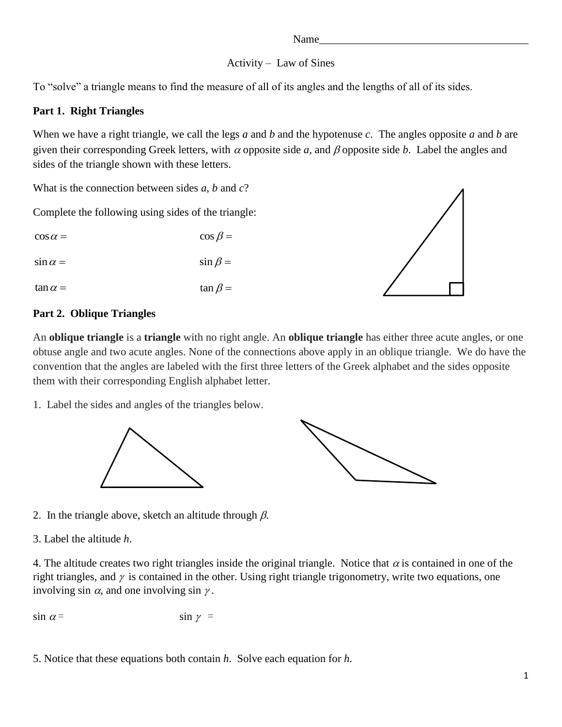Name_______________________________________

Activity – Law of Sines

To "solve" a triangle means to find the measure of all of its angles and the lengths of all of its sides.

**Part 1. Right Triangles**

When we have a right triangle, we call the legs *a* and *b* and the hypotenuse *c*. The angles opposite *a* and *b* are given their corresponding Greek letters, with $\alpha$ opposite side *a*, and $\beta$ opposite side *b*. Label the angles and sides of the triangle shown with these letters.

What is the connection between sides *a*, *b* and *c*?

Complete the following using sides of the triangle:

$\cos\alpha =$ $\qquad\qquad\qquad$ $\cos\beta =$

$\sin\alpha =$ $\qquad\qquad\qquad$ $\sin\beta =$

$\tan\alpha =$ $\qquad\qquad\qquad$ $\tan\beta =$

**Part 2. Oblique Triangles**

An **oblique triangle** is a **triangle** with no right angle. An **oblique triangle** has either three acute angles, or one obtuse angle and two acute angles. None of the connections above apply in an oblique triangle. We do have the convention that the angles are labeled with the first three letters of the Greek alphabet and the sides opposite them with their corresponding English alphabet letter.

1. Label the sides and angles of the triangles below.

2. In the triangle above, sketch an altitude through $\beta$.

3. Label the altitude *h*.

4. The altitude creates two right triangles inside the original triangle. Notice that $\alpha$ is contained in one of the right triangles, and $\gamma$ is contained in the other. Using right triangle trigonometry, write two equations, one involving sin $\alpha$, and one involving sin $\gamma$.

$\sin\,\alpha =$ $\qquad\qquad\qquad$ $\sin\,\gamma =$

5. Notice that these equations both contain *h*. Solve each equation for *h*.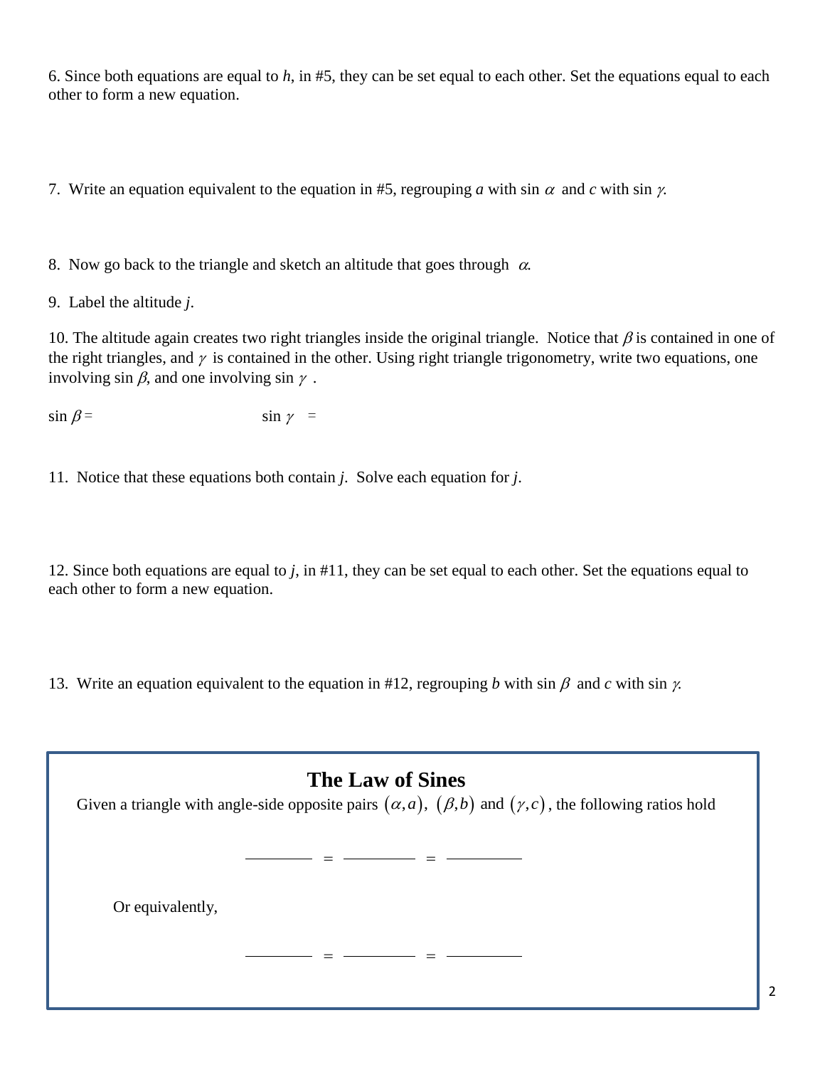6. Since both equations are equal to *h*, in #5, they can be set equal to each other. Set the equations equal to each other to form a new equation.

7. Write an equation equivalent to the equation in #5, regrouping *a* with sin $\alpha$ and *c* with sin $\gamma$.

8. Now go back to the triangle and sketch an altitude that goes through $\alpha$.

9. Label the altitude *j*.

10. The altitude again creates two right triangles inside the original triangle. Notice that $\beta$ is contained in one of the right triangles, and $\gamma$ is contained in the other. Using right triangle trigonometry, write two equations, one involving sin $\beta$, and one involving sin $\gamma$.

$\sin \beta =$ $\sin \gamma =$

11. Notice that these equations both contain *j*. Solve each equation for *j*.

12. Since both equations are equal to *j*, in #11, they can be set equal to each other. Set the equations equal to each other to form a new equation.

13. Write an equation equivalent to the equation in #12, regrouping *b* with sin $\beta$ and *c* with sin $\gamma$.

## The Law of Sines

Given a triangle with angle-side opposite pairs $(\alpha, a)$, $(\beta, b)$ and $(\gamma, c)$, the following ratios hold

\_\_\_\_\_\_\_\_ = \_\_\_\_\_\_\_\_ = \_\_\_\_\_\_\_\_

Or equivalently,

\_\_\_\_\_\_\_\_ = \_\_\_\_\_\_\_\_ = \_\_\_\_\_\_\_\_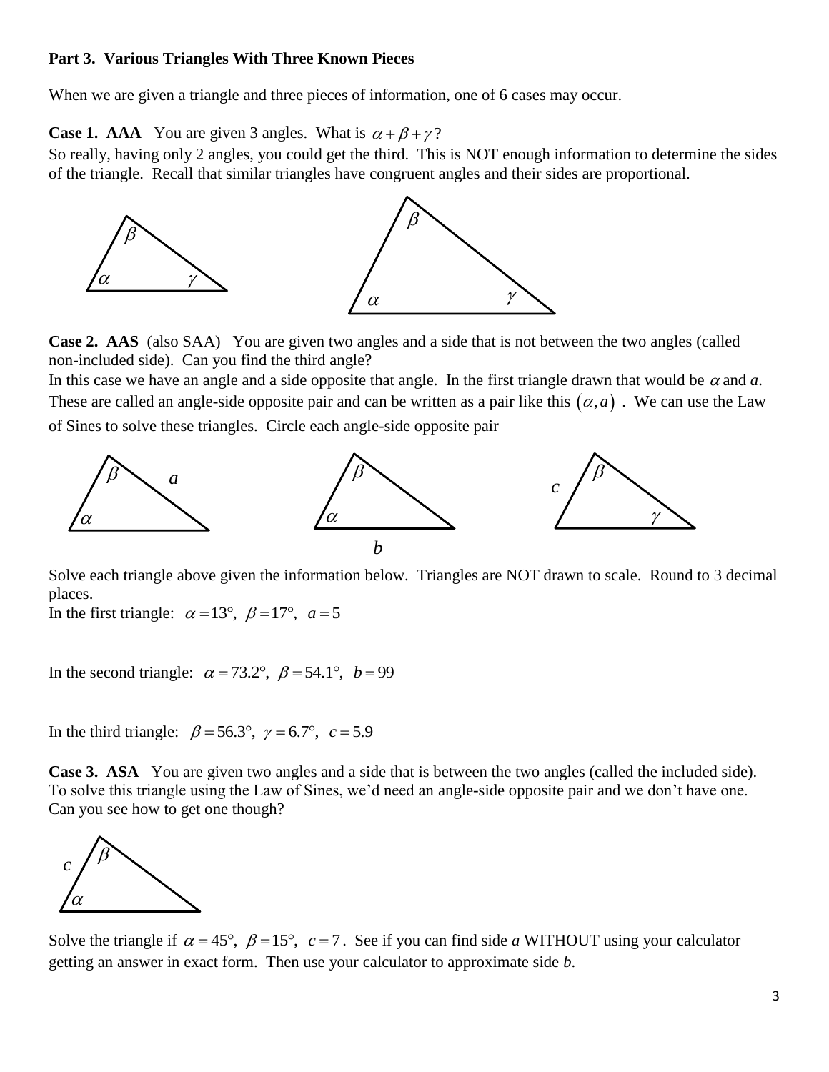**Part 3. Various Triangles With Three Known Pieces**

When we are given a triangle and three pieces of information, one of 6 cases may occur.

**Case 1. AAA** You are given 3 angles. What is $\alpha+\beta+\gamma$?
So really, having only 2 angles, you could get the third. This is NOT enough information to determine the sides of the triangle. Recall that similar triangles have congruent angles and their sides are proportional.

**Case 2. AAS** (also SAA) You are given two angles and a side that is not between the two angles (called non-included side). Can you find the third angle?
In this case we have an angle and a side opposite that angle. In the first triangle drawn that would be $\alpha$ and *a*. These are called an angle-side opposite pair and can be written as a pair like this $(\alpha, a)$. We can use the Law of Sines to solve these triangles. Circle each angle-side opposite pair

Solve each triangle above given the information below. Triangles are NOT drawn to scale. Round to 3 decimal places.
In the first triangle: $\alpha = 13°$, $\beta = 17°$, $a = 5$

In the second triangle: $\alpha = 73.2°$, $\beta = 54.1°$, $b = 99$

In the third triangle: $\beta = 56.3°$, $\gamma = 6.7°$, $c = 5.9$

**Case 3. ASA** You are given two angles and a side that is between the two angles (called the included side). To solve this triangle using the Law of Sines, we'd need an angle-side opposite pair and we don't have one. Can you see how to get one though?

Solve the triangle if $\alpha = 45°$, $\beta = 15°$, $c = 7$. See if you can find side *a* WITHOUT using your calculator getting an answer in exact form. Then use your calculator to approximate side *b*.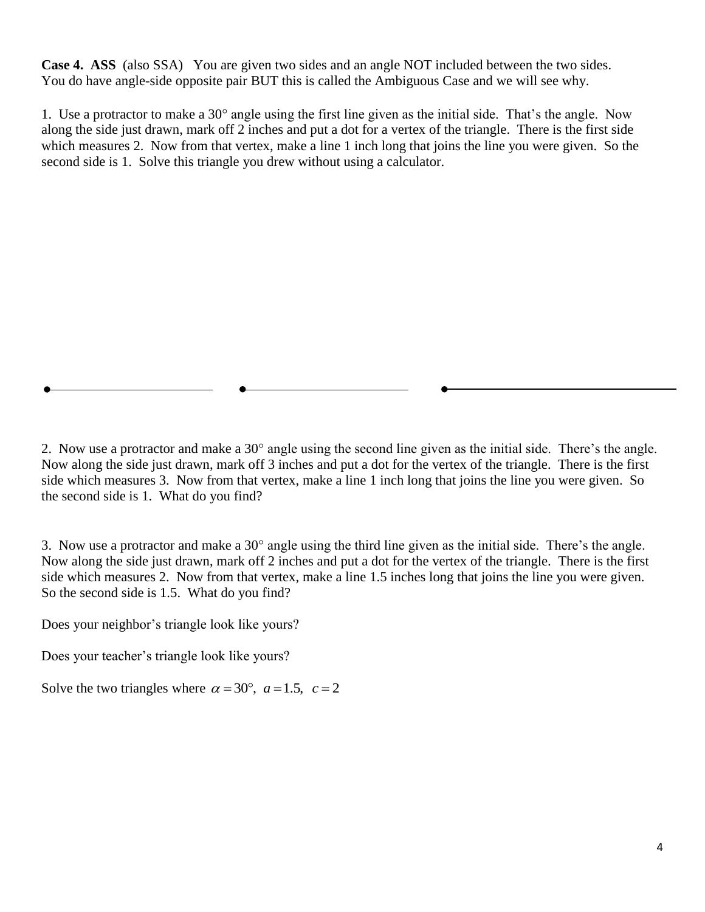**Case 4. ASS** (also SSA) You are given two sides and an angle NOT included between the two sides. You do have angle-side opposite pair BUT this is called the Ambiguous Case and we will see why.

1. Use a protractor to make a 30° angle using the first line given as the initial side. That's the angle. Now along the side just drawn, mark off 2 inches and put a dot for a vertex of the triangle. There is the first side which measures 2. Now from that vertex, make a line 1 inch long that joins the line you were given. So the second side is 1. Solve this triangle you drew without using a calculator.

2. Now use a protractor and make a 30° angle using the second line given as the initial side. There's the angle. Now along the side just drawn, mark off 3 inches and put a dot for the vertex of the triangle. There is the first side which measures 3. Now from that vertex, make a line 1 inch long that joins the line you were given. So the second side is 1. What do you find?

3. Now use a protractor and make a 30° angle using the third line given as the initial side. There's the angle. Now along the side just drawn, mark off 2 inches and put a dot for the vertex of the triangle. There is the first side which measures 2. Now from that vertex, make a line 1.5 inches long that joins the line you were given. So the second side is 1.5. What do you find?

Does your neighbor's triangle look like yours?

Does your teacher's triangle look like yours?

Solve the two triangles where $\alpha = 30°,\ a = 1.5,\ c = 2$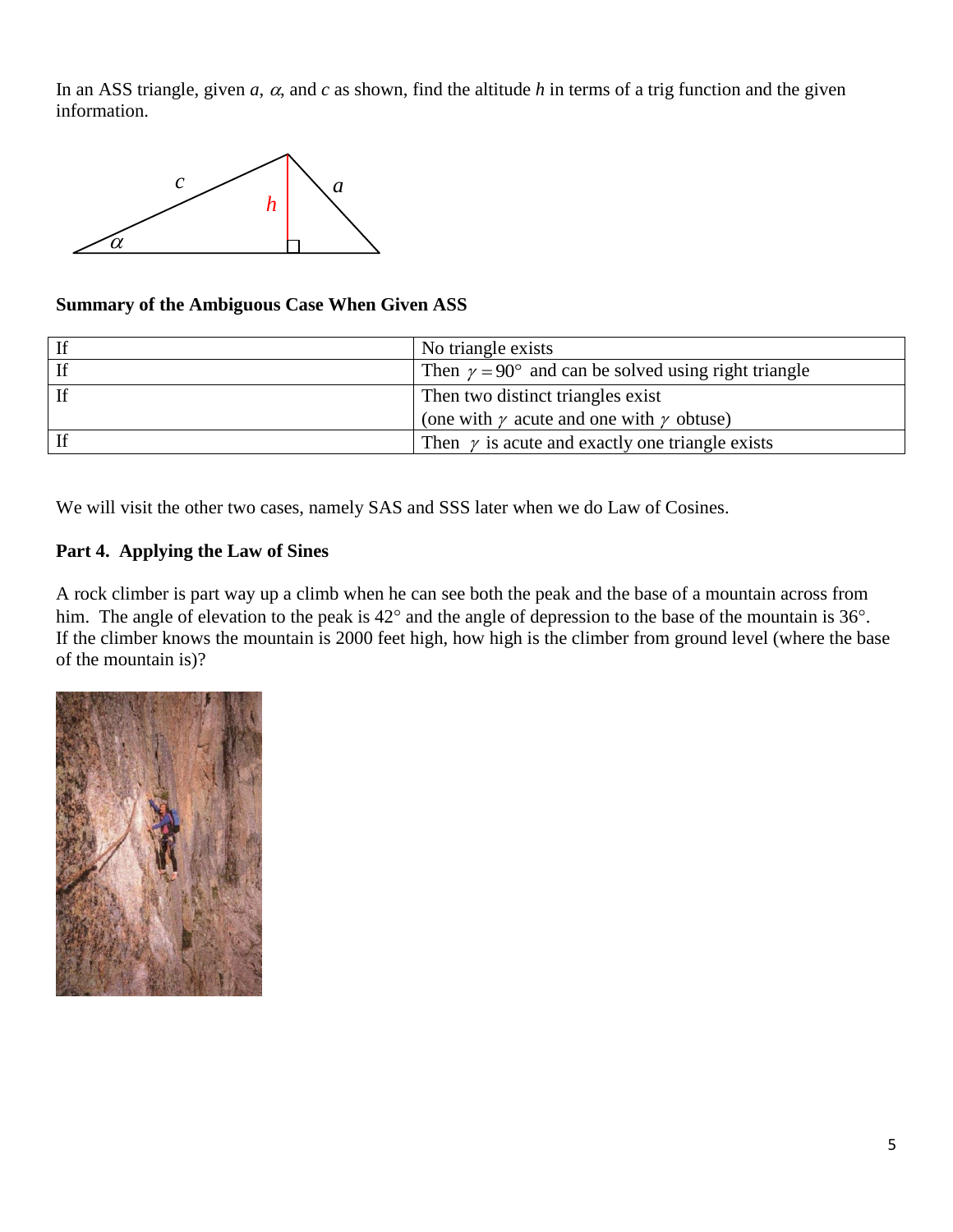In an ASS triangle, given $a$, $\alpha$, and $c$ as shown, find the altitude $h$ in terms of a trig function and the given information.

**Summary of the Ambiguous Case When Given ASS**

| | |
|---|---|
| If | No triangle exists |
| If | Then $\gamma = 90°$ and can be solved using right triangle |
| If | Then two distinct triangles exist (one with $\gamma$ acute and one with $\gamma$ obtuse) |
| If | Then $\gamma$ is acute and exactly one triangle exists |

We will visit the other two cases, namely SAS and SSS later when we do Law of Cosines.

## Part 4. Applying the Law of Sines

A rock climber is part way up a climb when he can see both the peak and the base of a mountain across from him. The angle of elevation to the peak is 42° and the angle of depression to the base of the mountain is 36°. If the climber knows the mountain is 2000 feet high, how high is the climber from ground level (where the base of the mountain is)?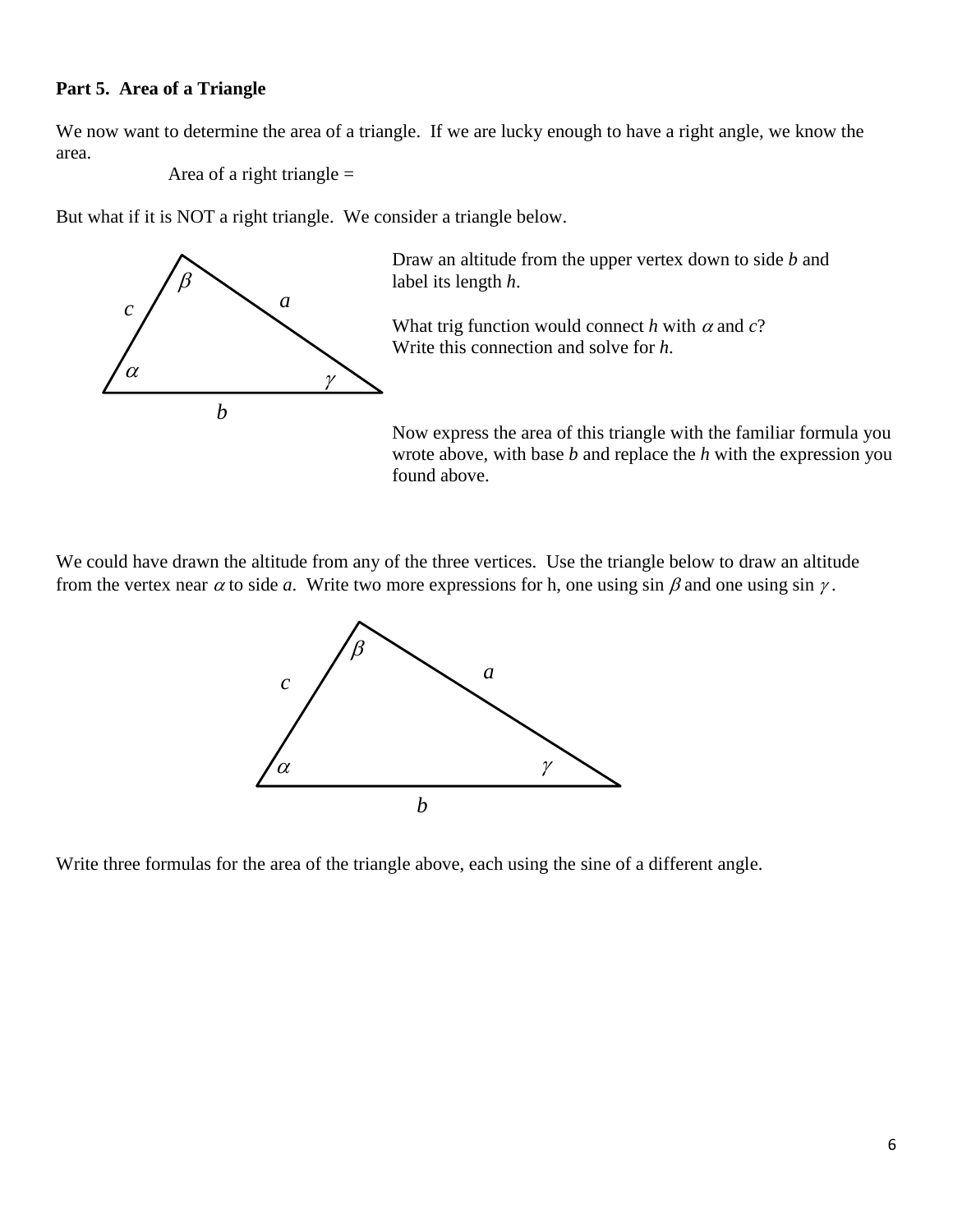**Part 5. Area of a Triangle**

We now want to determine the area of a triangle. If we are lucky enough to have a right angle, we know the area.

Area of a right triangle =

But what if it is NOT a right triangle. We consider a triangle below.

$\beta$

$c$ $a$

$\alpha$ $\gamma$

$b$

Draw an altitude from the upper vertex down to side $b$ and label its length $h$.

What trig function would connect $h$ with $\alpha$ and $c$? Write this connection and solve for $h$.

Now express the area of this triangle with the familiar formula you wrote above, with base $b$ and replace the $h$ with the expression you found above.

We could have drawn the altitude from any of the three vertices. Use the triangle below to draw an altitude from the vertex near $\alpha$ to side $a$. Write two more expressions for h, one using sin $\beta$ and one using sin $\gamma$.

$\beta$

$c$ $a$

$\alpha$ $\gamma$

$b$

Write three formulas for the area of the triangle above, each using the sine of a different angle.